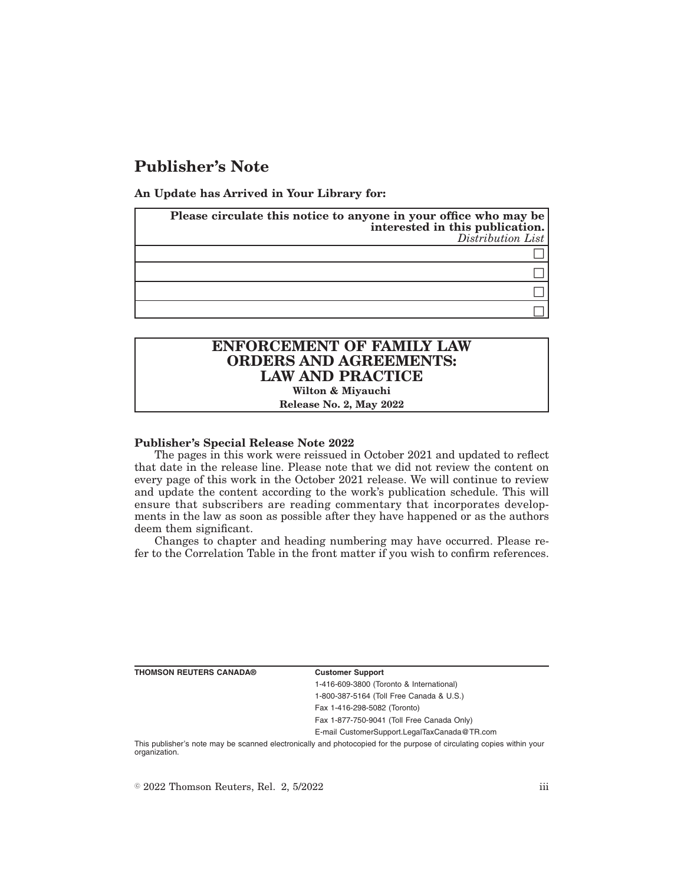# Publisher's Note

**An Update has Arrived in Your Library for:**

| **Please circulate this notice to anyone in your office who may be interested in this publication.** *Distribution List* |
|---|
| ☐ |
| ☐ |
| ☐ |
| ☐ |

| **ENFORCEMENT OF FAMILY LAW ORDERS AND AGREEMENTS: LAW AND PRACTICE** |
|---|
| **Wilton & Miyauchi** |
| **Release No. 2, May 2022** |

**Publisher's Special Release Note 2022**

The pages in this work were reissued in October 2021 and updated to reflect that date in the release line. Please note that we did not review the content on every page of this work in the October 2021 release. We will continue to review and update the content according to the work's publication schedule. This will ensure that subscribers are reading commentary that incorporates developments in the law as soon as possible after they have happened or as the authors deem them significant.

Changes to chapter and heading numbering may have occurred. Please refer to the Correlation Table in the front matter if you wish to confirm references.

**THOMSON REUTERS CANADA®**

**Customer Support**

1-416-609-3800 (Toronto & International)

1-800-387-5164 (Toll Free Canada & U.S.)

Fax 1-416-298-5082 (Toronto)

Fax 1-877-750-9041 (Toll Free Canada Only)

E-mail CustomerSupport.LegalTaxCanada@TR.com

This publisher's note may be scanned electronically and photocopied for the purpose of circulating copies within your organization.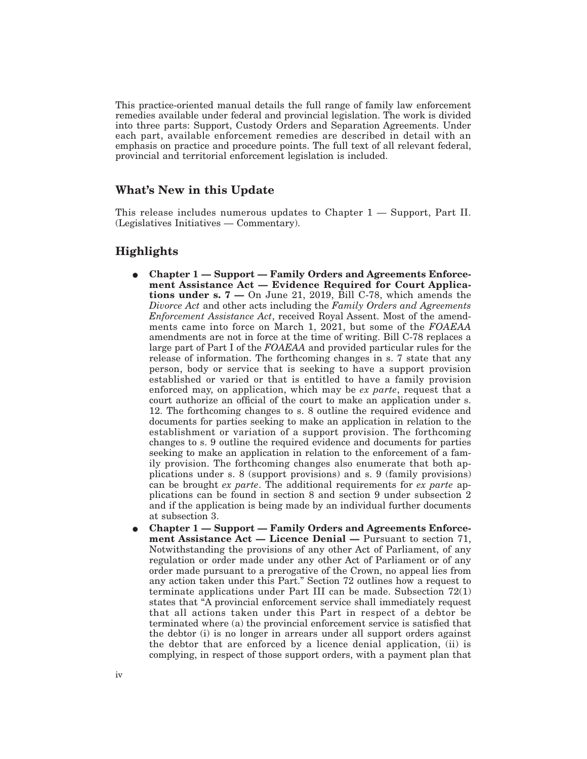This practice-oriented manual details the full range of family law enforcement remedies available under federal and provincial legislation. The work is divided into three parts: Support, Custody Orders and Separation Agreements. Under each part, available enforcement remedies are described in detail with an emphasis on practice and procedure points. The full text of all relevant federal, provincial and territorial enforcement legislation is included.

## What's New in this Update

This release includes numerous updates to Chapter 1 — Support, Part II. (Legislatives Initiatives — Commentary).

## Highlights

- **Chapter 1 — Support — Family Orders and Agreements Enforcement Assistance Act — Evidence Required for Court Applications under s. 7 —** On June 21, 2019, Bill C-78, which amends the *Divorce Act* and other acts including the *Family Orders and Agreements Enforcement Assistance Act*, received Royal Assent. Most of the amendments came into force on March 1, 2021, but some of the *FOAEAA* amendments are not in force at the time of writing. Bill C-78 replaces a large part of Part I of the *FOAEAA* and provided particular rules for the release of information. The forthcoming changes in s. 7 state that any person, body or service that is seeking to have a support provision established or varied or that is entitled to have a family provision enforced may, on application, which may be *ex parte*, request that a court authorize an official of the court to make an application under s. 12. The forthcoming changes to s. 8 outline the required evidence and documents for parties seeking to make an application in relation to the establishment or variation of a support provision. The forthcoming changes to s. 9 outline the required evidence and documents for parties seeking to make an application in relation to the enforcement of a family provision. The forthcoming changes also enumerate that both applications under s. 8 (support provisions) and s. 9 (family provisions) can be brought *ex parte*. The additional requirements for *ex parte* applications can be found in section 8 and section 9 under subsection 2 and if the application is being made by an individual further documents at subsection 3.
- **Chapter 1 — Support — Family Orders and Agreements Enforcement Assistance Act — Licence Denial —** Pursuant to section 71, Notwithstanding the provisions of any other Act of Parliament, of any regulation or order made under any other Act of Parliament or of any order made pursuant to a prerogative of the Crown, no appeal lies from any action taken under this Part." Section 72 outlines how a request to terminate applications under Part III can be made. Subsection 72(1) states that "A provincial enforcement service shall immediately request that all actions taken under this Part in respect of a debtor be terminated where (a) the provincial enforcement service is satisfied that the debtor (i) is no longer in arrears under all support orders against the debtor that are enforced by a licence denial application, (ii) is complying, in respect of those support orders, with a payment plan that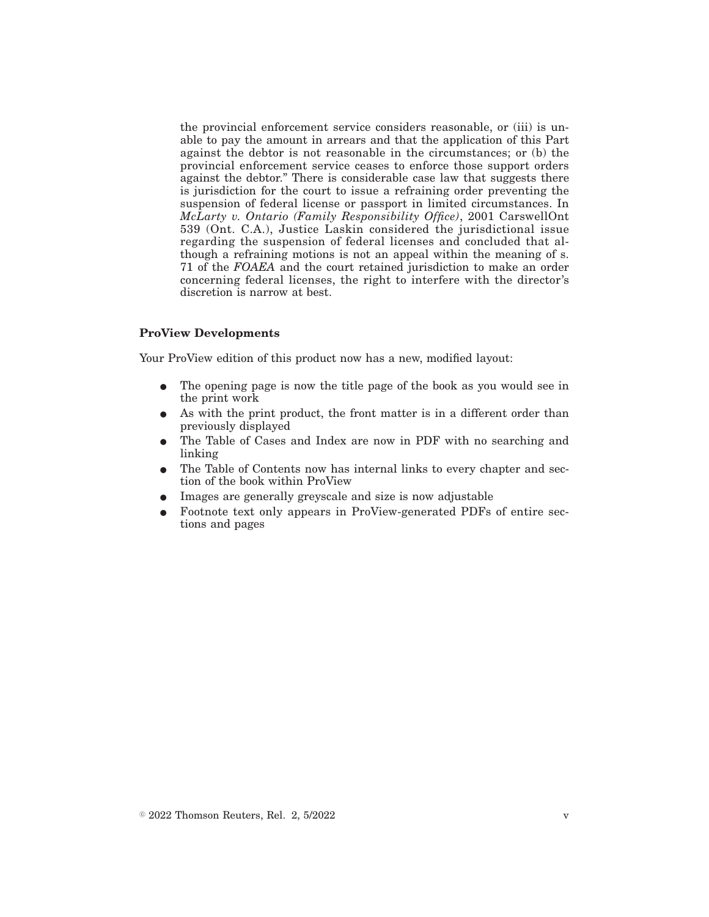the provincial enforcement service considers reasonable, or (iii) is unable to pay the amount in arrears and that the application of this Part against the debtor is not reasonable in the circumstances; or (b) the provincial enforcement service ceases to enforce those support orders against the debtor." There is considerable case law that suggests there is jurisdiction for the court to issue a refraining order preventing the suspension of federal license or passport in limited circumstances. In *McLarty v. Ontario (Family Responsibility Office)*, 2001 CarswellOnt 539 (Ont. C.A.), Justice Laskin considered the jurisdictional issue regarding the suspension of federal licenses and concluded that although a refraining motions is not an appeal within the meaning of s. 71 of the *FOAEA* and the court retained jurisdiction to make an order concerning federal licenses, the right to interfere with the director's discretion is narrow at best.

**ProView Developments**

Your ProView edition of this product now has a new, modified layout:

- The opening page is now the title page of the book as you would see in the print work
- As with the print product, the front matter is in a different order than previously displayed
- The Table of Cases and Index are now in PDF with no searching and linking
- The Table of Contents now has internal links to every chapter and section of the book within ProView
- Images are generally greyscale and size is now adjustable
- Footnote text only appears in ProView-generated PDFs of entire sections and pages